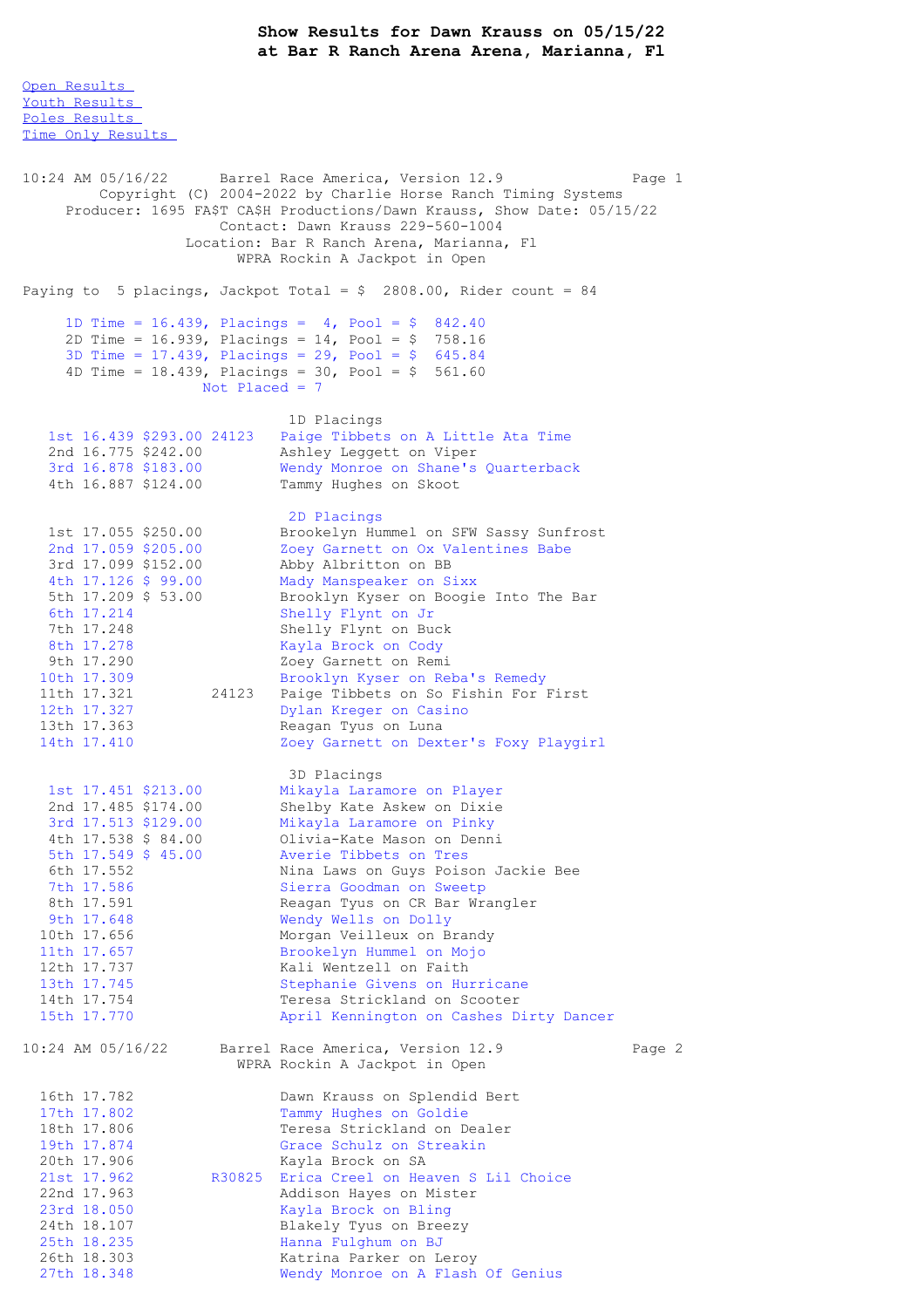# Show Results for Dawn Krauss on 05/15/22
## at Bar R Ranch Arena Arena, Marianna, Fl

Open Results
Youth Results
Poles Results
Time Only Results

```
10:24 AM 05/16/22      Barrel Race America, Version 12.9             Page 1
         Copyright (C) 2004-2022 by Charlie Horse Ranch Timing Systems
     Producer: 1695 FA$T CA$H Productions/Dawn Krauss, Show Date: 05/15/22
                        Contact: Dawn Krauss 229-560-1004
                   Location: Bar R Ranch Arena, Marianna, Fl
                         WPRA Rockin A Jackpot in Open

Paying to  5 placings, Jackpot Total = $  2808.00, Rider count = 84

     1D Time = 16.439, Placings =  4, Pool = $  842.40
     2D Time = 16.939, Placings = 14, Pool = $  758.16
     3D Time = 17.439, Placings = 29, Pool = $  645.84
     4D Time = 18.439, Placings = 30, Pool = $  561.60
                   Not Placed = 7

                            1D Placings
   1st 16.439 $293.00 24123   Paige Tibbets on A Little Ata Time
   2nd 16.775 $242.00         Ashley Leggett on Viper
   3rd 16.878 $183.00         Wendy Monroe on Shane's Quarterback
   4th 16.887 $124.00         Tammy Hughes on Skoot

                            2D Placings
   1st 17.055 $250.00         Brookelyn Hummel on SFW Sassy Sunfrost
   2nd 17.059 $205.00         Zoey Garnett on Ox Valentines Babe
   3rd 17.099 $152.00         Abby Albritton on BB
   4th 17.126 $ 99.00         Mady Manspeaker on Sixx
   5th 17.209 $ 53.00         Brooklyn Kyser on Boogie Into The Bar
   6th 17.214                 Shelly Flynt on Jr
   7th 17.248                 Shelly Flynt on Buck
   8th 17.278                 Kayla Brock on Cody
   9th 17.290                 Zoey Garnett on Remi
  10th 17.309                 Brooklyn Kyser on Reba's Remedy
  11th 17.321         24123   Paige Tibbets on So Fishin For First
  12th 17.327                 Dylan Kreger on Casino
  13th 17.363                 Reagan Tyus on Luna
  14th 17.410                 Zoey Garnett on Dexter's Foxy Playgirl

                            3D Placings
   1st 17.451 $213.00         Mikayla Laramore on Player
   2nd 17.485 $174.00         Shelby Kate Askew on Dixie
   3rd 17.513 $129.00         Mikayla Laramore on Pinky
   4th 17.538 $ 84.00         Olivia-Kate Mason on Denni
   5th 17.549 $ 45.00         Averie Tibbets on Tres
   6th 17.552                 Nina Laws on Guys Poison Jackie Bee
   7th 17.586                 Sierra Goodman on Sweetp
   8th 17.591                 Reagan Tyus on CR Bar Wrangler
   9th 17.648                 Wendy Wells on Dolly
  10th 17.656                 Morgan Veilleux on Brandy
  11th 17.657                 Brookelyn Hummel on Mojo
  12th 17.737                 Kali Wentzell on Faith
  13th 17.745                 Stephanie Givens on Hurricane
  14th 17.754                 Teresa Strickland on Scooter
  15th 17.770                 April Kennington on Cashes Dirty Dancer

10:24 AM 05/16/22      Barrel Race America, Version 12.9             Page 2
                         WPRA Rockin A Jackpot in Open

  16th 17.782                 Dawn Krauss on Splendid Bert
  17th 17.802                 Tammy Hughes on Goldie
  18th 17.806                 Teresa Strickland on Dealer
  19th 17.874                 Grace Schulz on Streakin
  20th 17.906                 Kayla Brock on SA
  21st 17.962        R30825   Erica Creel on Heaven S Lil Choice
  22nd 17.963                 Addison Hayes on Mister
  23rd 18.050                 Kayla Brock on Bling
  24th 18.107                 Blakely Tyus on Breezy
  25th 18.235                 Hanna Fulghum on BJ
  26th 18.303                 Katrina Parker on Leroy
  27th 18.348                 Wendy Monroe on A Flash Of Genius
```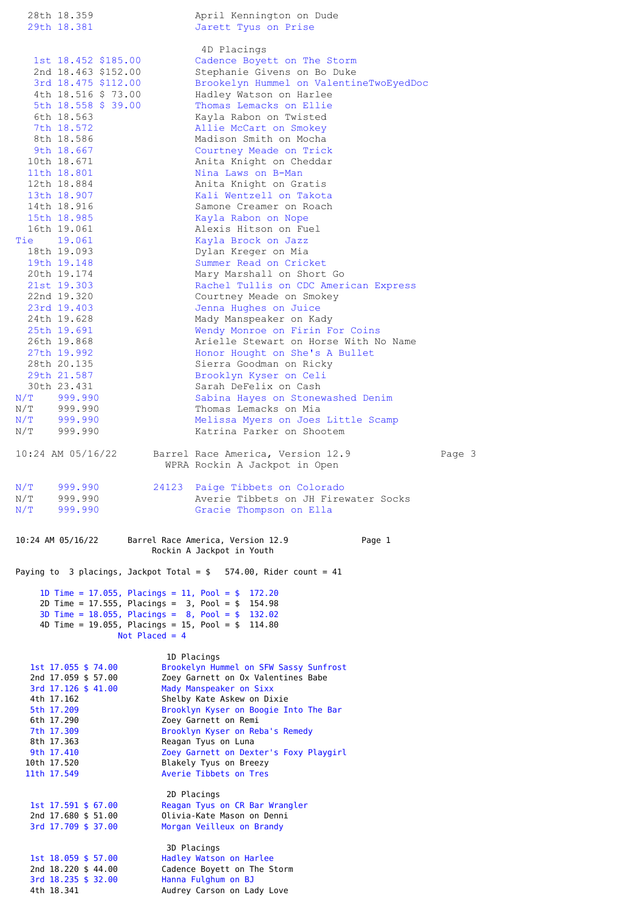| Place | Time | Earnings | Back # | Rider on Horse |
|---|---|---|---|---|
| 28th | 18.359 | | | April Kennington on Dude |
| 29th | 18.381 | | | Jarett Tyus on Prise |

### 4D Placings

| Place | Time | Earnings | Back # | Rider on Horse |
|---|---|---|---|---|
| 1st | 18.452 | $185.00 | | Cadence Boyett on The Storm |
| 2nd | 18.463 | $152.00 | | Stephanie Givens on Bo Duke |
| 3rd | 18.475 | $112.00 | | Brookelyn Hummel on ValentineTwoEyedDoc |
| 4th | 18.516 | $ 73.00 | | Hadley Watson on Harlee |
| 5th | 18.558 | $ 39.00 | | Thomas Lemacks on Ellie |
| 6th | 18.563 | | | Kayla Rabon on Twisted |
| 7th | 18.572 | | | Allie McCart on Smokey |
| 8th | 18.586 | | | Madison Smith on Mocha |
| 9th | 18.667 | | | Courtney Meade on Trick |
| 10th | 18.671 | | | Anita Knight on Cheddar |
| 11th | 18.801 | | | Nina Laws on B-Man |
| 12th | 18.884 | | | Anita Knight on Gratis |
| 13th | 18.907 | | | Kali Wentzell on Takota |
| 14th | 18.916 | | | Samone Creamer on Roach |
| 15th | 18.985 | | | Kayla Rabon on Nope |
| 16th | 19.061 | | | Alexis Hitson on Fuel |
| Tie | 19.061 | | | Kayla Brock on Jazz |
| 18th | 19.093 | | | Dylan Kreger on Mia |
| 19th | 19.148 | | | Summer Read on Cricket |
| 20th | 19.174 | | | Mary Marshall on Short Go |
| 21st | 19.303 | | | Rachel Tullis on CDC American Express |
| 22nd | 19.320 | | | Courtney Meade on Smokey |
| 23rd | 19.403 | | | Jenna Hughes on Juice |
| 24th | 19.628 | | | Mady Manspeaker on Kady |
| 25th | 19.691 | | | Wendy Monroe on Firin For Coins |
| 26th | 19.868 | | | Arielle Stewart on Horse With No Name |
| 27th | 19.992 | | | Honor Hought on She's A Bullet |
| 28th | 20.135 | | | Sierra Goodman on Ricky |
| 29th | 21.587 | | | Brooklyn Kyser on Celi |
| 30th | 23.431 | | | Sarah DeFelix on Cash |
| N/T | 999.990 | | | Sabina Hayes on Stonewashed Denim |
| N/T | 999.990 | | | Thomas Lemacks on Mia |
| N/T | 999.990 | | | Melissa Myers on Joes Little Scamp |
| N/T | 999.990 | | | Katrina Parker on Shootem |
| N/T | 999.990 | | 24123 | Paige Tibbets on Colorado |
| N/T | 999.990 | | | Averie Tibbets on JH Firewater Socks |
| N/T | 999.990 | | | Gracie Thompson on Ella |

10:24 AM 05/16/22 Barrel Race America, Version 12.9

## Rockin A Jackpot in Youth

Paying to 3 placings, Jackpot Total = $ 574.00, Rider count = 41

- 1D Time = 17.055, Placings = 11, Pool = $ 172.20
- 2D Time = 17.555, Placings = 3, Pool = $ 154.98
- 3D Time = 18.055, Placings = 8, Pool = $ 132.02
- 4D Time = 19.055, Placings = 15, Pool = $ 114.80

Not Placed = 4

### 1D Placings

| Place | Time | Earnings | Rider on Horse |
|---|---|---|---|
| 1st | 17.055 | $ 74.00 | Brookelyn Hummel on SFW Sassy Sunfrost |
| 2nd | 17.059 | $ 57.00 | Zoey Garnett on Ox Valentines Babe |
| 3rd | 17.126 | $ 41.00 | Mady Manspeaker on Sixx |
| 4th | 17.162 | | Shelby Kate Askew on Dixie |
| 5th | 17.209 | | Brooklyn Kyser on Boogie Into The Bar |
| 6th | 17.290 | | Zoey Garnett on Remi |
| 7th | 17.309 | | Brooklyn Kyser on Reba's Remedy |
| 8th | 17.363 | | Reagan Tyus on Luna |
| 9th | 17.410 | | Zoey Garnett on Dexter's Foxy Playgirl |
| 10th | 17.520 | | Blakely Tyus on Breezy |
| 11th | 17.549 | | Averie Tibbets on Tres |

### 2D Placings

| Place | Time | Earnings | Rider on Horse |
|---|---|---|---|
| 1st | 17.591 | $ 67.00 | Reagan Tyus on CR Bar Wrangler |
| 2nd | 17.680 | $ 51.00 | Olivia-Kate Mason on Denni |
| 3rd | 17.709 | $ 37.00 | Morgan Veilleux on Brandy |

### 3D Placings

| Place | Time | Earnings | Rider on Horse |
|---|---|---|---|
| 1st | 18.059 | $ 57.00 | Hadley Watson on Harlee |
| 2nd | 18.220 | $ 44.00 | Cadence Boyett on The Storm |
| 3rd | 18.235 | $ 32.00 | Hanna Fulghum on BJ |
| 4th | 18.341 | | Audrey Carson on Lady Love |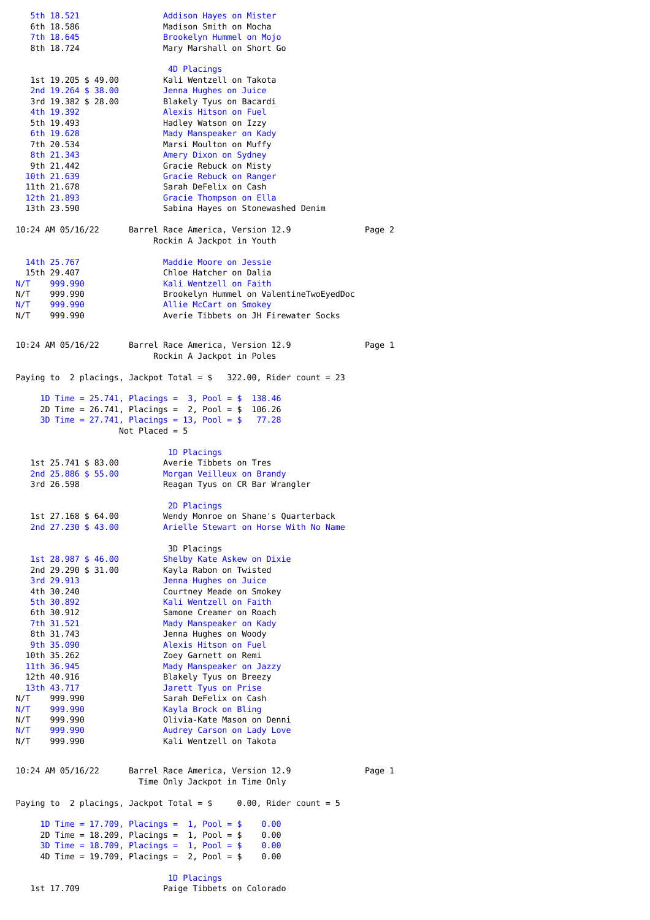| Place | Time | Rider |
|---|---|---|
| 5th | 18.521 | Addison Hayes on Mister |
| 6th | 18.586 | Madison Smith on Mocha |
| 7th | 18.645 | Brookelyn Hummel on Mojo |
| 8th | 18.724 | Mary Marshall on Short Go |

### 4D Placings

| Place | Time | Payout | Rider |
|---|---|---|---|
| 1st | 19.205 | $ 49.00 | Kali Wentzell on Takota |
| 2nd | 19.264 | $ 38.00 | Jenna Hughes on Juice |
| 3rd | 19.382 | $ 28.00 | Blakely Tyus on Bacardi |
| 4th | 19.392 | | Alexis Hitson on Fuel |
| 5th | 19.493 | | Hadley Watson on Izzy |
| 6th | 19.628 | | Mady Manspeaker on Kady |
| 7th | 20.534 | | Marsi Moulton on Muffy |
| 8th | 21.343 | | Amery Dixon on Sydney |
| 9th | 21.442 | | Gracie Rebuck on Misty |
| 10th | 21.639 | | Gracie Rebuck on Ranger |
| 11th | 21.678 | | Sarah DeFelix on Cash |
| 12th | 21.893 | | Gracie Thompson on Ella |
| 13th | 23.590 | | Sabina Hayes on Stonewashed Denim |

10:24 AM 05/16/22 Barrel Race America, Version 12.9

Rockin A Jackpot in Youth

| Place | Time | Rider |
|---|---|---|
| 14th | 25.767 | Maddie Moore on Jessie |
| 15th | 29.407 | Chloe Hatcher on Dalia |
| N/T | 999.990 | Kali Wentzell on Faith |
| N/T | 999.990 | Brookelyn Hummel on ValentineTwoEyedDoc |
| N/T | 999.990 | Allie McCart on Smokey |
| N/T | 999.990 | Averie Tibbets on JH Firewater Socks |

10:24 AM 05/16/22 Barrel Race America, Version 12.9

## Rockin A Jackpot in Poles

Paying to 2 placings, Jackpot Total = $ 322.00, Rider count = 23

- 1D Time = 25.741, Placings = 3, Pool = $ 138.46
- 2D Time = 26.741, Placings = 2, Pool = $ 106.26
- 3D Time = 27.741, Placings = 13, Pool = $ 77.28

Not Placed = 5

### 1D Placings

| Place | Time | Payout | Rider |
|---|---|---|---|
| 1st | 25.741 | $ 83.00 | Averie Tibbets on Tres |
| 2nd | 25.886 | $ 55.00 | Morgan Veilleux on Brandy |
| 3rd | 26.598 | | Reagan Tyus on CR Bar Wrangler |

### 2D Placings

| Place | Time | Payout | Rider |
|---|---|---|---|
| 1st | 27.168 | $ 64.00 | Wendy Monroe on Shane's Quarterback |
| 2nd | 27.230 | $ 43.00 | Arielle Stewart on Horse With No Name |

### 3D Placings

| Place | Time | Payout | Rider |
|---|---|---|---|
| 1st | 28.987 | $ 46.00 | Shelby Kate Askew on Dixie |
| 2nd | 29.290 | $ 31.00 | Kayla Rabon on Twisted |
| 3rd | 29.913 | | Jenna Hughes on Juice |
| 4th | 30.240 | | Courtney Meade on Smokey |
| 5th | 30.892 | | Kali Wentzell on Faith |
| 6th | 30.912 | | Samone Creamer on Roach |
| 7th | 31.521 | | Mady Manspeaker on Kady |
| 8th | 31.743 | | Jenna Hughes on Woody |
| 9th | 35.090 | | Alexis Hitson on Fuel |
| 10th | 35.262 | | Zoey Garnett on Remi |
| 11th | 36.945 | | Mady Manspeaker on Jazzy |
| 12th | 40.916 | | Blakely Tyus on Breezy |
| 13th | 43.717 | | Jarett Tyus on Prise |
| N/T | 999.990 | | Sarah DeFelix on Cash |
| N/T | 999.990 | | Kayla Brock on Bling |
| N/T | 999.990 | | Olivia-Kate Mason on Denni |
| N/T | 999.990 | | Audrey Carson on Lady Love |
| N/T | 999.990 | | Kali Wentzell on Takota |

10:24 AM 05/16/22 Barrel Race America, Version 12.9

## Time Only Jackpot in Time Only

Paying to 2 placings, Jackpot Total = $ 0.00, Rider count = 5

- 1D Time = 17.709, Placings = 1, Pool = $ 0.00
- 2D Time = 18.209, Placings = 1, Pool = $ 0.00
- 3D Time = 18.709, Placings = 1, Pool = $ 0.00
- 4D Time = 19.709, Placings = 2, Pool = $ 0.00

### 1D Placings

| Place | Time | Rider |
|---|---|---|
| 1st | 17.709 | Paige Tibbets on Colorado |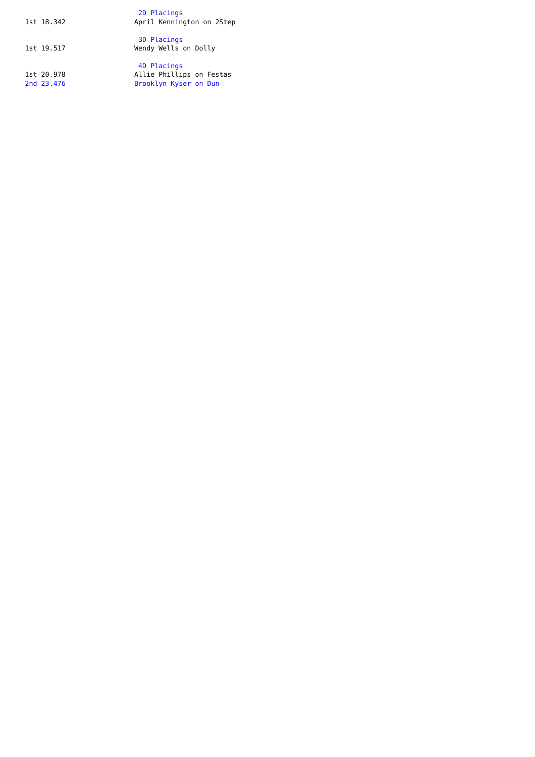2D Placings

| | |
|---|---|
| 1st 18.342 | April Kennington on 2Step |

3D Placings

| | |
|---|---|
| 1st 19.517 | Wendy Wells on Dolly |

4D Placings

| | |
|---|---|
| 1st 20.978 | Allie Phillips on Festas |
| 2nd 23.476 | Brooklyn Kyser on Dun |